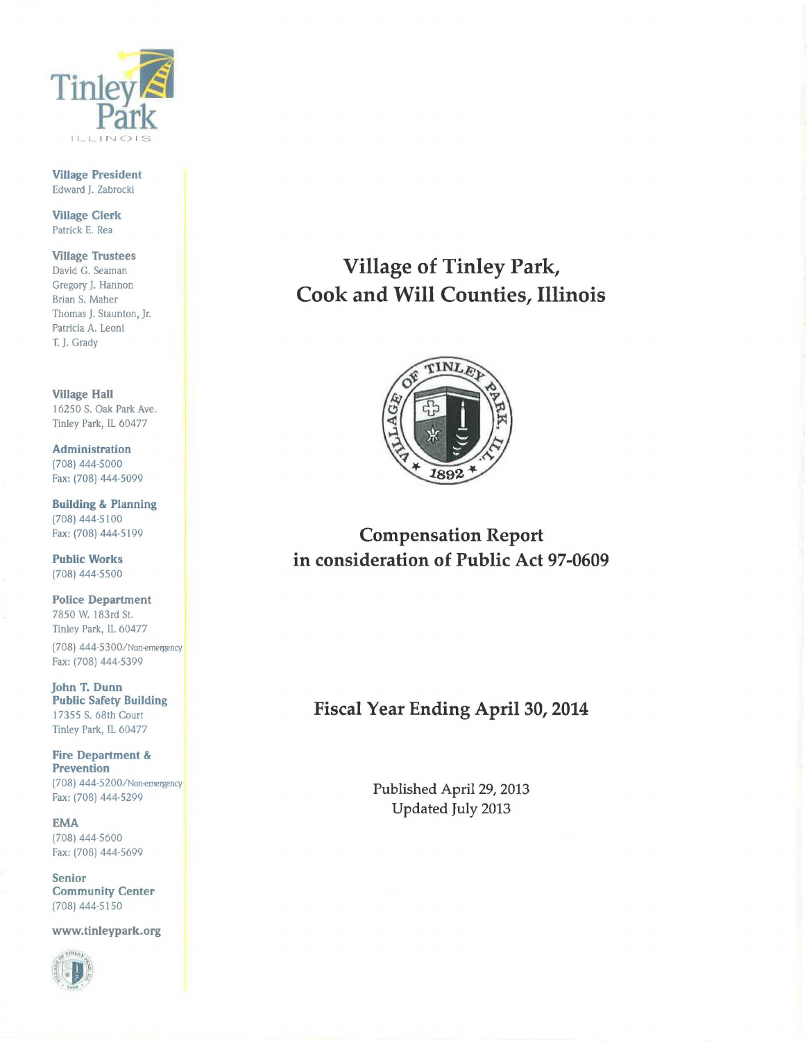Tinley Park
ILLINOIS

**Village President**
Edward J. Zabrocki

**Village Clerk**
Patrick E. Rea

**Village Trustees**
David G. Seaman
Gregory J. Hannon
Brian S. Maher
Thomas J. Staunton, Jr.
Patricia A. Leoni
T. J. Grady

**Village Hall**
16250 S. Oak Park Ave.
Tinley Park, IL 60477

**Administration**
(708) 444-5000
Fax: (708) 444-5099

**Building & Planning**
(708) 444-5100
Fax: (708) 444-5199

**Public Works**
(708) 444-5500

**Police Department**
7850 W. 183rd St.
Tinley Park, IL 60477
(708) 444-5300/Non-emergency
Fax: (708) 444-5399

**John T. Dunn Public Safety Building**
17355 S. 68th Court
Tinley Park, IL 60477

**Fire Department & Prevention**
(708) 444-5200/Non-emergency
Fax: (708) 444-5299

**EMA**
(708) 444-5600
Fax: (708) 444-5699

**Senior Community Center**
(708) 444-5150

**www.tinleypark.org**

# Village of Tinley Park, Cook and Will Counties, Illinois

VILLAGE OF TINLEY PARK, ILL.
1892

## Compensation Report in consideration of Public Act 97-0609

## Fiscal Year Ending April 30, 2014

Published April 29, 2013
Updated July 2013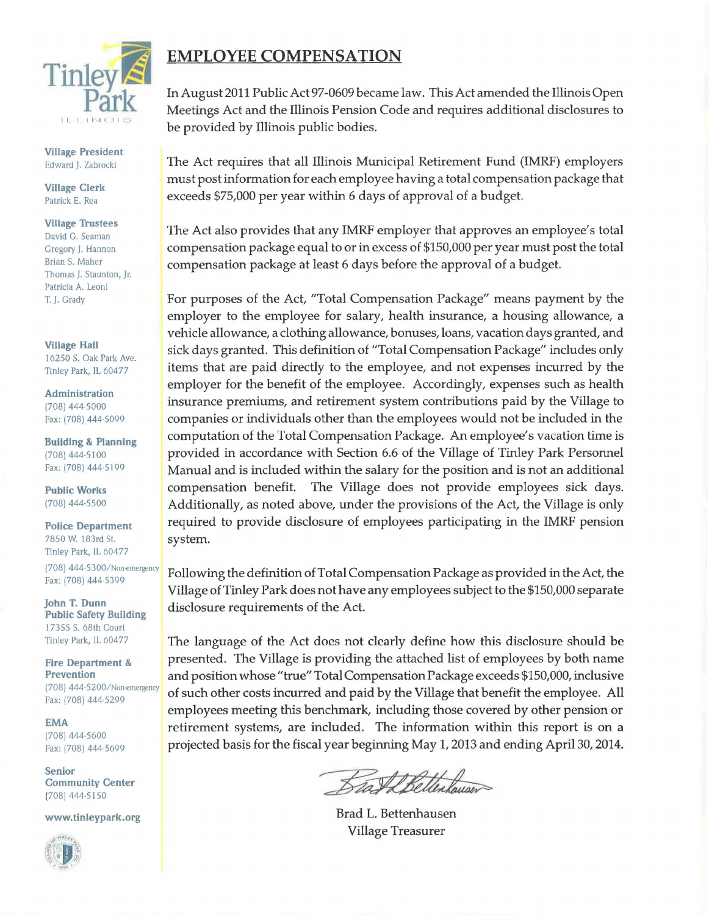Tinley Park
ILLINOIS

**Village President**
Edward J. Zabrocki

**Village Clerk**
Patrick E. Rea

**Village Trustees**
David G. Seaman
Gregory J. Hannon
Brian S. Maher
Thomas J. Staunton, Jr.
Patricia A. Leoni
T. J. Grady

**Village Hall**
16250 S. Oak Park Ave.
Tinley Park, IL 60477

**Administration**
(708) 444-5000
Fax: (708) 444-5099

**Building & Planning**
(708) 444-5100
Fax: (708) 444-5199

**Public Works**
(708) 444-5500

**Police Department**
7850 W. 183rd St.
Tinley Park, IL 60477
(708) 444-5300/Non-emergency
Fax: (708) 444-5399

**John T. Dunn Public Safety Building**
17355 S. 68th Court
Tinley Park, IL 60477

**Fire Department & Prevention**
(708) 444-5200/Non-emergency
Fax: (708) 444-5299

**EMA**
(708) 444-5600
Fax: (708) 444-5699

**Senior Community Center**
(708) 444-5150

**www.tinleypark.org**

# EMPLOYEE COMPENSATION

In August 2011 Public Act 97-0609 became law. This Act amended the Illinois Open Meetings Act and the Illinois Pension Code and requires additional disclosures to be provided by Illinois public bodies.

The Act requires that all Illinois Municipal Retirement Fund (IMRF) employers must post information for each employee having a total compensation package that exceeds $75,000 per year within 6 days of approval of a budget.

The Act also provides that any IMRF employer that approves an employee's total compensation package equal to or in excess of $150,000 per year must post the total compensation package at least 6 days before the approval of a budget.

For purposes of the Act, "Total Compensation Package" means payment by the employer to the employee for salary, health insurance, a housing allowance, a vehicle allowance, a clothing allowance, bonuses, loans, vacation days granted, and sick days granted. This definition of "Total Compensation Package" includes only items that are paid directly to the employee, and not expenses incurred by the employer for the benefit of the employee. Accordingly, expenses such as health insurance premiums, and retirement system contributions paid by the Village to companies or individuals other than the employees would not be included in the computation of the Total Compensation Package. An employee's vacation time is provided in accordance with Section 6.6 of the Village of Tinley Park Personnel Manual and is included within the salary for the position and is not an additional compensation benefit. The Village does not provide employees sick days. Additionally, as noted above, under the provisions of the Act, the Village is only required to provide disclosure of employees participating in the IMRF pension system.

Following the definition of Total Compensation Package as provided in the Act, the Village of Tinley Park does not have any employees subject to the $150,000 separate disclosure requirements of the Act.

The language of the Act does not clearly define how this disclosure should be presented. The Village is providing the attached list of employees by both name and position whose "true" Total Compensation Package exceeds $150,000, inclusive of such other costs incurred and paid by the Village that benefit the employee. All employees meeting this benchmark, including those covered by other pension or retirement systems, are included. The information within this report is on a projected basis for the fiscal year beginning May 1, 2013 and ending April 30, 2014.

Brad L. Bettenhausen
Village Treasurer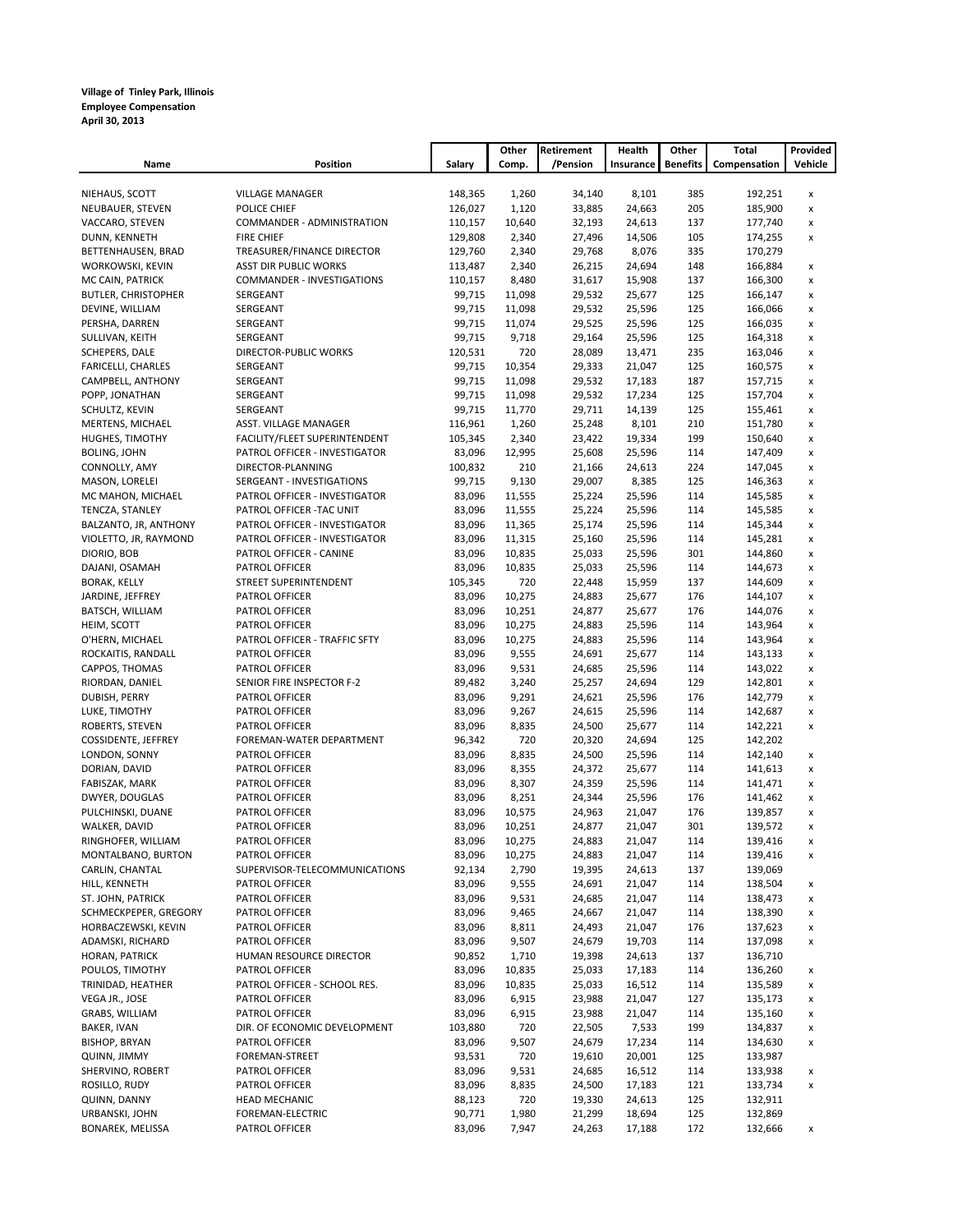**Village of Tinley Park, Illinois**
**Employee Compensation**
**April 30, 2013**

| Name | Position | Salary | Other Comp. | Retirement /Pension | Health Insurance | Other Benefits | Total Compensation | Provided Vehicle |
|---|---|---|---|---|---|---|---|---|
| NIEHAUS, SCOTT | VILLAGE MANAGER | 148,365 | 1,260 | 34,140 | 8,101 | 385 | 192,251 | x |
| NEUBAUER, STEVEN | POLICE CHIEF | 126,027 | 1,120 | 33,885 | 24,663 | 205 | 185,900 | x |
| VACCARO, STEVEN | COMMANDER - ADMINISTRATION | 110,157 | 10,640 | 32,193 | 24,613 | 137 | 177,740 | x |
| DUNN, KENNETH | FIRE CHIEF | 129,808 | 2,340 | 27,496 | 14,506 | 105 | 174,255 | x |
| BETTENHAUSEN, BRAD | TREASURER/FINANCE DIRECTOR | 129,760 | 2,340 | 29,768 | 8,076 | 335 | 170,279 | |
| WORKOWSKI, KEVIN | ASST DIR PUBLIC WORKS | 113,487 | 2,340 | 26,215 | 24,694 | 148 | 166,884 | x |
| MC CAIN, PATRICK | COMMANDER - INVESTIGATIONS | 110,157 | 8,480 | 31,617 | 15,908 | 137 | 166,300 | x |
| BUTLER, CHRISTOPHER | SERGEANT | 99,715 | 11,098 | 29,532 | 25,677 | 125 | 166,147 | x |
| DEVINE, WILLIAM | SERGEANT | 99,715 | 11,098 | 29,532 | 25,596 | 125 | 166,066 | x |
| PERSHA, DARREN | SERGEANT | 99,715 | 11,074 | 29,525 | 25,596 | 125 | 166,035 | x |
| SULLIVAN, KEITH | SERGEANT | 99,715 | 9,718 | 29,164 | 25,596 | 125 | 164,318 | x |
| SCHEPERS, DALE | DIRECTOR-PUBLIC WORKS | 120,531 | 720 | 28,089 | 13,471 | 235 | 163,046 | x |
| FARICELLI, CHARLES | SERGEANT | 99,715 | 10,354 | 29,333 | 21,047 | 125 | 160,575 | x |
| CAMPBELL, ANTHONY | SERGEANT | 99,715 | 11,098 | 29,532 | 17,183 | 187 | 157,715 | x |
| POPP, JONATHAN | SERGEANT | 99,715 | 11,098 | 29,532 | 17,234 | 125 | 157,704 | x |
| SCHULTZ, KEVIN | SERGEANT | 99,715 | 11,770 | 29,711 | 14,139 | 125 | 155,461 | x |
| MERTENS, MICHAEL | ASST. VILLAGE MANAGER | 116,961 | 1,260 | 25,248 | 8,101 | 210 | 151,780 | x |
| HUGHES, TIMOTHY | FACILITY/FLEET SUPERINTENDENT | 105,345 | 2,340 | 23,422 | 19,334 | 199 | 150,640 | x |
| BOLING, JOHN | PATROL OFFICER - INVESTIGATOR | 83,096 | 12,995 | 25,608 | 25,596 | 114 | 147,409 | x |
| CONNOLLY, AMY | DIRECTOR-PLANNING | 100,832 | 210 | 21,166 | 24,613 | 224 | 147,045 | x |
| MASON, LORELEI | SERGEANT - INVESTIGATIONS | 99,715 | 9,130 | 29,007 | 8,385 | 125 | 146,363 | x |
| MC MAHON, MICHAEL | PATROL OFFICER - INVESTIGATOR | 83,096 | 11,555 | 25,224 | 25,596 | 114 | 145,585 | x |
| TENCZA, STANLEY | PATROL OFFICER -TAC UNIT | 83,096 | 11,555 | 25,224 | 25,596 | 114 | 145,585 | x |
| BALZANTO, JR, ANTHONY | PATROL OFFICER - INVESTIGATOR | 83,096 | 11,365 | 25,174 | 25,596 | 114 | 145,344 | x |
| VIOLETTO, JR, RAYMOND | PATROL OFFICER - INVESTIGATOR | 83,096 | 11,315 | 25,160 | 25,596 | 114 | 145,281 | x |
| DIORIO, BOB | PATROL OFFICER - CANINE | 83,096 | 10,835 | 25,033 | 25,596 | 301 | 144,860 | x |
| DAJANI, OSAMAH | PATROL OFFICER | 83,096 | 10,835 | 25,033 | 25,596 | 114 | 144,673 | x |
| BORAK, KELLY | STREET SUPERINTENDENT | 105,345 | 720 | 22,448 | 15,959 | 137 | 144,609 | x |
| JARDINE, JEFFREY | PATROL OFFICER | 83,096 | 10,275 | 24,883 | 25,677 | 176 | 144,107 | x |
| BATSCH, WILLIAM | PATROL OFFICER | 83,096 | 10,251 | 24,877 | 25,677 | 176 | 144,076 | x |
| HEIM, SCOTT | PATROL OFFICER | 83,096 | 10,275 | 24,883 | 25,596 | 114 | 143,964 | x |
| O'HERN, MICHAEL | PATROL OFFICER - TRAFFIC SFTY | 83,096 | 10,275 | 24,883 | 25,596 | 114 | 143,964 | x |
| ROCKAITIS, RANDALL | PATROL OFFICER | 83,096 | 9,555 | 24,691 | 25,677 | 114 | 143,133 | x |
| CAPPOS, THOMAS | PATROL OFFICER | 83,096 | 9,531 | 24,685 | 25,596 | 114 | 143,022 | x |
| RIORDAN, DANIEL | SENIOR FIRE INSPECTOR F-2 | 89,482 | 3,240 | 25,257 | 24,694 | 129 | 142,801 | x |
| DUBISH, PERRY | PATROL OFFICER | 83,096 | 9,291 | 24,621 | 25,596 | 176 | 142,779 | x |
| LUKE, TIMOTHY | PATROL OFFICER | 83,096 | 9,267 | 24,615 | 25,596 | 114 | 142,687 | x |
| ROBERTS, STEVEN | PATROL OFFICER | 83,096 | 8,835 | 24,500 | 25,677 | 114 | 142,221 | x |
| COSSIDENTE, JEFFREY | FOREMAN-WATER DEPARTMENT | 96,342 | 720 | 20,320 | 24,694 | 125 | 142,202 | |
| LONDON, SONNY | PATROL OFFICER | 83,096 | 8,835 | 24,500 | 25,596 | 114 | 142,140 | x |
| DORIAN, DAVID | PATROL OFFICER | 83,096 | 8,355 | 24,372 | 25,677 | 114 | 141,613 | x |
| FABISZAK, MARK | PATROL OFFICER | 83,096 | 8,307 | 24,359 | 25,596 | 114 | 141,471 | x |
| DWYER, DOUGLAS | PATROL OFFICER | 83,096 | 8,251 | 24,344 | 25,596 | 176 | 141,462 | x |
| PULCHINSKI, DUANE | PATROL OFFICER | 83,096 | 10,575 | 24,963 | 21,047 | 176 | 139,857 | x |
| WALKER, DAVID | PATROL OFFICER | 83,096 | 10,251 | 24,877 | 21,047 | 301 | 139,572 | x |
| RINGHOFER, WILLIAM | PATROL OFFICER | 83,096 | 10,275 | 24,883 | 21,047 | 114 | 139,416 | x |
| MONTALBANO, BURTON | PATROL OFFICER | 83,096 | 10,275 | 24,883 | 21,047 | 114 | 139,416 | x |
| CARLIN, CHANTAL | SUPERVISOR-TELECOMMUNICATIONS | 92,134 | 2,790 | 19,395 | 24,613 | 137 | 139,069 | |
| HILL, KENNETH | PATROL OFFICER | 83,096 | 9,555 | 24,691 | 21,047 | 114 | 138,504 | x |
| ST. JOHN, PATRICK | PATROL OFFICER | 83,096 | 9,531 | 24,685 | 21,047 | 114 | 138,473 | x |
| SCHMECKPEPER, GREGORY | PATROL OFFICER | 83,096 | 9,465 | 24,667 | 21,047 | 114 | 138,390 | x |
| HORBACZEWSKI, KEVIN | PATROL OFFICER | 83,096 | 8,811 | 24,493 | 21,047 | 176 | 137,623 | x |
| ADAMSKI, RICHARD | PATROL OFFICER | 83,096 | 9,507 | 24,679 | 19,703 | 114 | 137,098 | x |
| HORAN, PATRICK | HUMAN RESOURCE DIRECTOR | 90,852 | 1,710 | 19,398 | 24,613 | 137 | 136,710 | |
| POULOS, TIMOTHY | PATROL OFFICER | 83,096 | 10,835 | 25,033 | 17,183 | 114 | 136,260 | x |
| TRINIDAD, HEATHER | PATROL OFFICER - SCHOOL RES. | 83,096 | 10,835 | 25,033 | 16,512 | 114 | 135,589 | x |
| VEGA JR., JOSE | PATROL OFFICER | 83,096 | 6,915 | 23,988 | 21,047 | 127 | 135,173 | x |
| GRABS, WILLIAM | PATROL OFFICER | 83,096 | 6,915 | 23,988 | 21,047 | 114 | 135,160 | x |
| BAKER, IVAN | DIR. OF ECONOMIC DEVELOPMENT | 103,880 | 720 | 22,505 | 7,533 | 199 | 134,837 | x |
| BISHOP, BRYAN | PATROL OFFICER | 83,096 | 9,507 | 24,679 | 17,234 | 114 | 134,630 | x |
| QUINN, JIMMY | FOREMAN-STREET | 93,531 | 720 | 19,610 | 20,001 | 125 | 133,987 | |
| SHERVINO, ROBERT | PATROL OFFICER | 83,096 | 9,531 | 24,685 | 16,512 | 114 | 133,938 | x |
| ROSILLO, RUDY | PATROL OFFICER | 83,096 | 8,835 | 24,500 | 17,183 | 121 | 133,734 | x |
| QUINN, DANNY | HEAD MECHANIC | 88,123 | 720 | 19,330 | 24,613 | 125 | 132,911 | |
| URBANSKI, JOHN | FOREMAN-ELECTRIC | 90,771 | 1,980 | 21,299 | 18,694 | 125 | 132,869 | |
| BONAREK, MELISSA | PATROL OFFICER | 83,096 | 7,947 | 24,263 | 17,188 | 172 | 132,666 | x |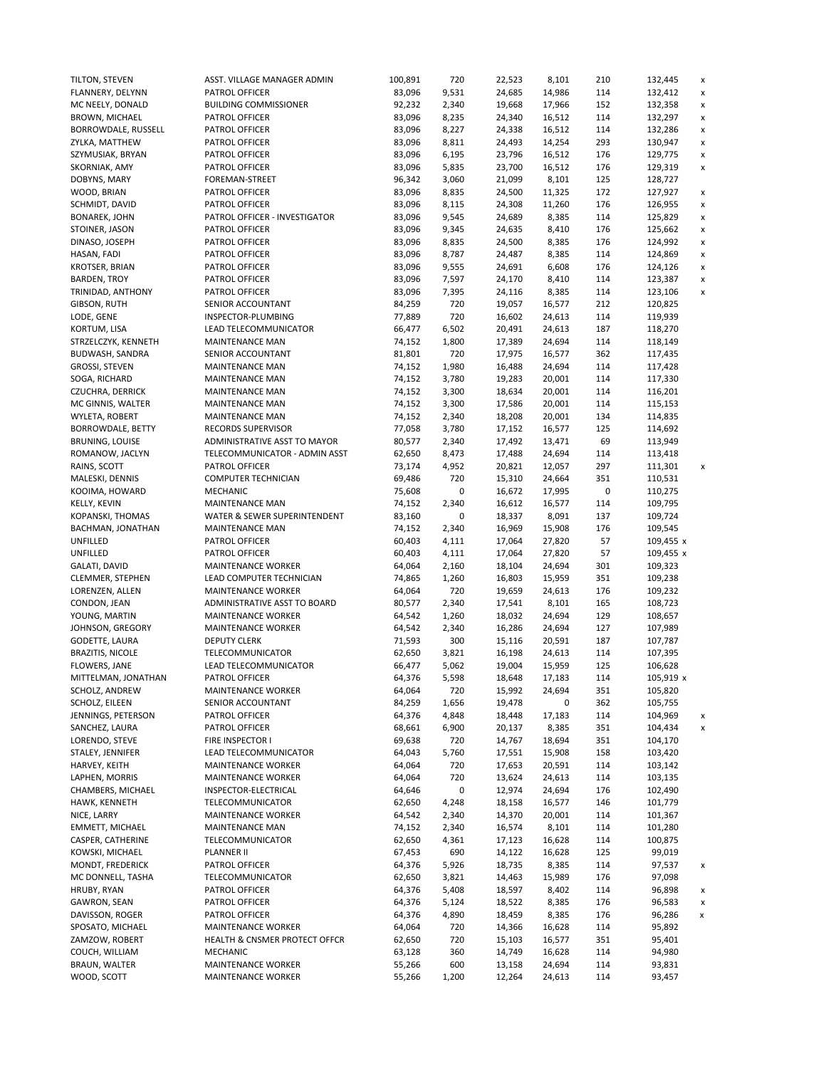| | | | | | | | | |
|---|---|---|---|---|---|---|---|---|
| TILTON, STEVEN | ASST. VILLAGE MANAGER ADMIN | 100,891 | 720 | 22,523 | 8,101 | 210 | 132,445 | x |
| FLANNERY, DELYNN | PATROL OFFICER | 83,096 | 9,531 | 24,685 | 14,986 | 114 | 132,412 | x |
| MC NEELY, DONALD | BUILDING COMMISSIONER | 92,232 | 2,340 | 19,668 | 17,966 | 152 | 132,358 | x |
| BROWN, MICHAEL | PATROL OFFICER | 83,096 | 8,235 | 24,340 | 16,512 | 114 | 132,297 | x |
| BORROWDALE, RUSSELL | PATROL OFFICER | 83,096 | 8,227 | 24,338 | 16,512 | 114 | 132,286 | x |
| ZYLKA, MATTHEW | PATROL OFFICER | 83,096 | 8,811 | 24,493 | 14,254 | 293 | 130,947 | x |
| SZYMUSIAK, BRYAN | PATROL OFFICER | 83,096 | 6,195 | 23,796 | 16,512 | 176 | 129,775 | x |
| SKORNIAK, AMY | PATROL OFFICER | 83,096 | 5,835 | 23,700 | 16,512 | 176 | 129,319 | x |
| DOBYNS, MARY | FOREMAN-STREET | 96,342 | 3,060 | 21,099 | 8,101 | 125 | 128,727 | |
| WOOD, BRIAN | PATROL OFFICER | 83,096 | 8,835 | 24,500 | 11,325 | 172 | 127,927 | x |
| SCHMIDT, DAVID | PATROL OFFICER | 83,096 | 8,115 | 24,308 | 11,260 | 176 | 126,955 | x |
| BONAREK, JOHN | PATROL OFFICER - INVESTIGATOR | 83,096 | 9,545 | 24,689 | 8,385 | 114 | 125,829 | x |
| STOINER, JASON | PATROL OFFICER | 83,096 | 9,345 | 24,635 | 8,410 | 176 | 125,662 | x |
| DINASO, JOSEPH | PATROL OFFICER | 83,096 | 8,835 | 24,500 | 8,385 | 176 | 124,992 | x |
| HASAN, FADI | PATROL OFFICER | 83,096 | 8,787 | 24,487 | 8,385 | 114 | 124,869 | x |
| KROTSER, BRIAN | PATROL OFFICER | 83,096 | 9,555 | 24,691 | 6,608 | 176 | 124,126 | x |
| BARDEN, TROY | PATROL OFFICER | 83,096 | 7,597 | 24,170 | 8,410 | 114 | 123,387 | x |
| TRINIDAD, ANTHONY | PATROL OFFICER | 83,096 | 7,395 | 24,116 | 8,385 | 114 | 123,106 | x |
| GIBSON, RUTH | SENIOR ACCOUNTANT | 84,259 | 720 | 19,057 | 16,577 | 212 | 120,825 | |
| LODE, GENE | INSPECTOR-PLUMBING | 77,889 | 720 | 16,602 | 24,613 | 114 | 119,939 | |
| KORTUM, LISA | LEAD TELECOMMUNICATOR | 66,477 | 6,502 | 20,491 | 24,613 | 187 | 118,270 | |
| STRZELCZYK, KENNETH | MAINTENANCE MAN | 74,152 | 1,800 | 17,389 | 24,694 | 114 | 118,149 | |
| BUDWASH, SANDRA | SENIOR ACCOUNTANT | 81,801 | 720 | 17,975 | 16,577 | 362 | 117,435 | |
| GROSSI, STEVEN | MAINTENANCE MAN | 74,152 | 1,980 | 16,488 | 24,694 | 114 | 117,428 | |
| SOGA, RICHARD | MAINTENANCE MAN | 74,152 | 3,780 | 19,283 | 20,001 | 114 | 117,330 | |
| CZUCHRA, DERRICK | MAINTENANCE MAN | 74,152 | 3,300 | 18,634 | 20,001 | 114 | 116,201 | |
| MC GINNIS, WALTER | MAINTENANCE MAN | 74,152 | 3,300 | 17,586 | 20,001 | 114 | 115,153 | |
| WYLETA, ROBERT | MAINTENANCE MAN | 74,152 | 2,340 | 18,208 | 20,001 | 134 | 114,835 | |
| BORROWDALE, BETTY | RECORDS SUPERVISOR | 77,058 | 3,780 | 17,152 | 16,577 | 125 | 114,692 | |
| BRUNING, LOUISE | ADMINISTRATIVE ASST TO MAYOR | 80,577 | 2,340 | 17,492 | 13,471 | 69 | 113,949 | |
| ROMANOW, JACLYN | TELECOMMUNICATOR - ADMIN ASST | 62,650 | 8,473 | 17,488 | 24,694 | 114 | 113,418 | |
| RAINS, SCOTT | PATROL OFFICER | 73,174 | 4,952 | 20,821 | 12,057 | 297 | 111,301 | x |
| MALESKI, DENNIS | COMPUTER TECHNICIAN | 69,486 | 720 | 15,310 | 24,664 | 351 | 110,531 | |
| KOOIMA, HOWARD | MECHANIC | 75,608 | 0 | 16,672 | 17,995 | 0 | 110,275 | |
| KELLY, KEVIN | MAINTENANCE MAN | 74,152 | 2,340 | 16,612 | 16,577 | 114 | 109,795 | |
| KOPANSKI, THOMAS | WATER & SEWER SUPERINTENDENT | 83,160 | 0 | 18,337 | 8,091 | 137 | 109,724 | |
| BACHMAN, JONATHAN | MAINTENANCE MAN | 74,152 | 2,340 | 16,969 | 15,908 | 176 | 109,545 | |
| UNFILLED | PATROL OFFICER | 60,403 | 4,111 | 17,064 | 27,820 | 57 | 109,455 x | |
| UNFILLED | PATROL OFFICER | 60,403 | 4,111 | 17,064 | 27,820 | 57 | 109,455 x | |
| GALATI, DAVID | MAINTENANCE WORKER | 64,064 | 2,160 | 18,104 | 24,694 | 301 | 109,323 | |
| CLEMMER, STEPHEN | LEAD COMPUTER TECHNICIAN | 74,865 | 1,260 | 16,803 | 15,959 | 351 | 109,238 | |
| LORENZEN, ALLEN | MAINTENANCE WORKER | 64,064 | 720 | 19,659 | 24,613 | 176 | 109,232 | |
| CONDON, JEAN | ADMINISTRATIVE ASST TO BOARD | 80,577 | 2,340 | 17,541 | 8,101 | 165 | 108,723 | |
| YOUNG, MARTIN | MAINTENANCE WORKER | 64,542 | 1,260 | 18,032 | 24,694 | 129 | 108,657 | |
| JOHNSON, GREGORY | MAINTENANCE WORKER | 64,542 | 2,340 | 16,286 | 24,694 | 127 | 107,989 | |
| GODETTE, LAURA | DEPUTY CLERK | 71,593 | 300 | 15,116 | 20,591 | 187 | 107,787 | |
| BRAZITIS, NICOLE | TELECOMMUNICATOR | 62,650 | 3,821 | 16,198 | 24,613 | 114 | 107,395 | |
| FLOWERS, JANE | LEAD TELECOMMUNICATOR | 66,477 | 5,062 | 19,004 | 15,959 | 125 | 106,628 | |
| MITTELMAN, JONATHAN | PATROL OFFICER | 64,376 | 5,598 | 18,648 | 17,183 | 114 | 105,919 x | |
| SCHOLZ, ANDREW | MAINTENANCE WORKER | 64,064 | 720 | 15,992 | 24,694 | 351 | 105,820 | |
| SCHOLZ, EILEEN | SENIOR ACCOUNTANT | 84,259 | 1,656 | 19,478 | 0 | 362 | 105,755 | |
| JENNINGS, PETERSON | PATROL OFFICER | 64,376 | 4,848 | 18,448 | 17,183 | 114 | 104,969 | x |
| SANCHEZ, LAURA | PATROL OFFICER | 68,661 | 6,900 | 20,137 | 8,385 | 351 | 104,434 | x |
| LORENDO, STEVE | FIRE INSPECTOR I | 69,638 | 720 | 14,767 | 18,694 | 351 | 104,170 | |
| STALEY, JENNIFER | LEAD TELECOMMUNICATOR | 64,043 | 5,760 | 17,551 | 15,908 | 158 | 103,420 | |
| HARVEY, KEITH | MAINTENANCE WORKER | 64,064 | 720 | 17,653 | 20,591 | 114 | 103,142 | |
| LAPHEN, MORRIS | MAINTENANCE WORKER | 64,064 | 720 | 13,624 | 24,613 | 114 | 103,135 | |
| CHAMBERS, MICHAEL | INSPECTOR-ELECTRICAL | 64,646 | 0 | 12,974 | 24,694 | 176 | 102,490 | |
| HAWK, KENNETH | TELECOMMUNICATOR | 62,650 | 4,248 | 18,158 | 16,577 | 146 | 101,779 | |
| NICE, LARRY | MAINTENANCE WORKER | 64,542 | 2,340 | 14,370 | 20,001 | 114 | 101,367 | |
| EMMETT, MICHAEL | MAINTENANCE MAN | 74,152 | 2,340 | 16,574 | 8,101 | 114 | 101,280 | |
| CASPER, CATHERINE | TELECOMMUNICATOR | 62,650 | 4,361 | 17,123 | 16,628 | 114 | 100,875 | |
| KOWSKI, MICHAEL | PLANNER II | 67,453 | 690 | 14,122 | 16,628 | 125 | 99,019 | |
| MONDT, FREDERICK | PATROL OFFICER | 64,376 | 5,926 | 18,735 | 8,385 | 114 | 97,537 | x |
| MC DONNELL, TASHA | TELECOMMUNICATOR | 62,650 | 3,821 | 14,463 | 15,989 | 176 | 97,098 | |
| HRUBY, RYAN | PATROL OFFICER | 64,376 | 5,408 | 18,597 | 8,402 | 114 | 96,898 | x |
| GAWRON, SEAN | PATROL OFFICER | 64,376 | 5,124 | 18,522 | 8,385 | 176 | 96,583 | x |
| DAVISSON, ROGER | PATROL OFFICER | 64,376 | 4,890 | 18,459 | 8,385 | 176 | 96,286 | x |
| SPOSATO, MICHAEL | MAINTENANCE WORKER | 64,064 | 720 | 14,366 | 16,628 | 114 | 95,892 | |
| ZAMZOW, ROBERT | HEALTH & CNSMER PROTECT OFFCR | 62,650 | 720 | 15,103 | 16,577 | 351 | 95,401 | |
| COUCH, WILLIAM | MECHANIC | 63,128 | 360 | 14,749 | 16,628 | 114 | 94,980 | |
| BRAUN, WALTER | MAINTENANCE WORKER | 55,266 | 600 | 13,158 | 24,694 | 114 | 93,831 | |
| WOOD, SCOTT | MAINTENANCE WORKER | 55,266 | 1,200 | 12,264 | 24,613 | 114 | 93,457 | |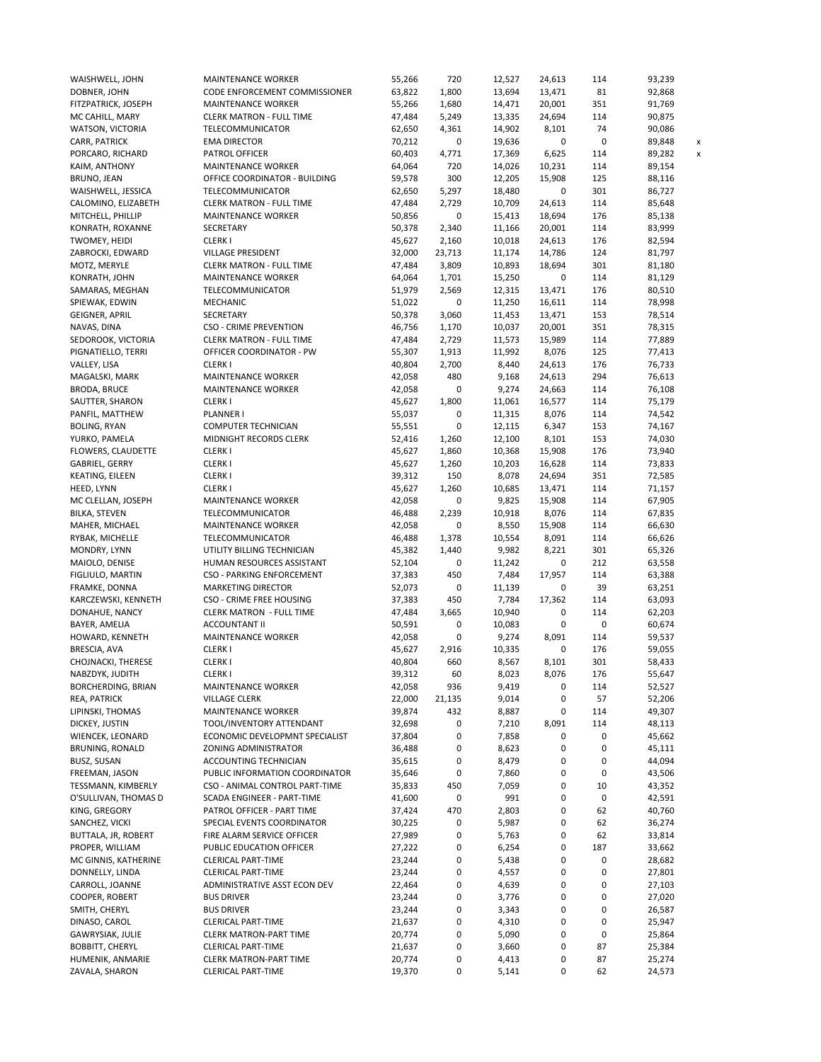| | | | | | | | | |
|---|---|---|---|---|---|---|---|---|
| WAISHWELL, JOHN | MAINTENANCE WORKER | 55,266 | 720 | 12,527 | 24,613 | 114 | 93,239 | |
| DOBNER, JOHN | CODE ENFORCEMENT COMMISSIONER | 63,822 | 1,800 | 13,694 | 13,471 | 81 | 92,868 | |
| FITZPATRICK, JOSEPH | MAINTENANCE WORKER | 55,266 | 1,680 | 14,471 | 20,001 | 351 | 91,769 | |
| MC CAHILL, MARY | CLERK MATRON - FULL TIME | 47,484 | 5,249 | 13,335 | 24,694 | 114 | 90,875 | |
| WATSON, VICTORIA | TELECOMMUNICATOR | 62,650 | 4,361 | 14,902 | 8,101 | 74 | 90,086 | |
| CARR, PATRICK | EMA DIRECTOR | 70,212 | 0 | 19,636 | 0 | 0 | 89,848 | x |
| PORCARO, RICHARD | PATROL OFFICER | 60,403 | 4,771 | 17,369 | 6,625 | 114 | 89,282 | x |
| KAIM, ANTHONY | MAINTENANCE WORKER | 64,064 | 720 | 14,026 | 10,231 | 114 | 89,154 | |
| BRUNO, JEAN | OFFICE COORDINATOR - BUILDING | 59,578 | 300 | 12,205 | 15,908 | 125 | 88,116 | |
| WAISHWELL, JESSICA | TELECOMMUNICATOR | 62,650 | 5,297 | 18,480 | 0 | 301 | 86,727 | |
| CALOMINO, ELIZABETH | CLERK MATRON - FULL TIME | 47,484 | 2,729 | 10,709 | 24,613 | 114 | 85,648 | |
| MITCHELL, PHILLIP | MAINTENANCE WORKER | 50,856 | 0 | 15,413 | 18,694 | 176 | 85,138 | |
| KONRATH, ROXANNE | SECRETARY | 50,378 | 2,340 | 11,166 | 20,001 | 114 | 83,999 | |
| TWOMEY, HEIDI | CLERK I | 45,627 | 2,160 | 10,018 | 24,613 | 176 | 82,594 | |
| ZABROCKI, EDWARD | VILLAGE PRESIDENT | 32,000 | 23,713 | 11,174 | 14,786 | 124 | 81,797 | |
| MOTZ, MERYLE | CLERK MATRON - FULL TIME | 47,484 | 3,809 | 10,893 | 18,694 | 301 | 81,180 | |
| KONRATH, JOHN | MAINTENANCE WORKER | 64,064 | 1,701 | 15,250 | 0 | 114 | 81,129 | |
| SAMARAS, MEGHAN | TELECOMMUNICATOR | 51,979 | 2,569 | 12,315 | 13,471 | 176 | 80,510 | |
| SPIEWAK, EDWIN | MECHANIC | 51,022 | 0 | 11,250 | 16,611 | 114 | 78,998 | |
| GEIGNER, APRIL | SECRETARY | 50,378 | 3,060 | 11,453 | 13,471 | 153 | 78,514 | |
| NAVAS, DINA | CSO - CRIME PREVENTION | 46,756 | 1,170 | 10,037 | 20,001 | 351 | 78,315 | |
| SEDOROOK, VICTORIA | CLERK MATRON - FULL TIME | 47,484 | 2,729 | 11,573 | 15,989 | 114 | 77,889 | |
| PIGNATIELLO, TERRI | OFFICER COORDINATOR - PW | 55,307 | 1,913 | 11,992 | 8,076 | 125 | 77,413 | |
| VALLEY, LISA | CLERK I | 40,804 | 2,700 | 8,440 | 24,613 | 176 | 76,733 | |
| MAGALSKI, MARK | MAINTENANCE WORKER | 42,058 | 480 | 9,168 | 24,613 | 294 | 76,613 | |
| BRODA, BRUCE | MAINTENANCE WORKER | 42,058 | 0 | 9,274 | 24,663 | 114 | 76,108 | |
| SAUTTER, SHARON | CLERK I | 45,627 | 1,800 | 11,061 | 16,577 | 114 | 75,179 | |
| PANFIL, MATTHEW | PLANNER I | 55,037 | 0 | 11,315 | 8,076 | 114 | 74,542 | |
| BOLING, RYAN | COMPUTER TECHNICIAN | 55,551 | 0 | 12,115 | 6,347 | 153 | 74,167 | |
| YURKO, PAMELA | MIDNIGHT RECORDS CLERK | 52,416 | 1,260 | 12,100 | 8,101 | 153 | 74,030 | |
| FLOWERS, CLAUDETTE | CLERK I | 45,627 | 1,860 | 10,368 | 15,908 | 176 | 73,940 | |
| GABRIEL, GERRY | CLERK I | 45,627 | 1,260 | 10,203 | 16,628 | 114 | 73,833 | |
| KEATING, EILEEN | CLERK I | 39,312 | 150 | 8,078 | 24,694 | 351 | 72,585 | |
| HEED, LYNN | CLERK I | 45,627 | 1,260 | 10,685 | 13,471 | 114 | 71,157 | |
| MC CLELLAN, JOSEPH | MAINTENANCE WORKER | 42,058 | 0 | 9,825 | 15,908 | 114 | 67,905 | |
| BILKA, STEVEN | TELECOMMUNICATOR | 46,488 | 2,239 | 10,918 | 8,076 | 114 | 67,835 | |
| MAHER, MICHAEL | MAINTENANCE WORKER | 42,058 | 0 | 8,550 | 15,908 | 114 | 66,630 | |
| RYBAK, MICHELLE | TELECOMMUNICATOR | 46,488 | 1,378 | 10,554 | 8,091 | 114 | 66,626 | |
| MONDRY, LYNN | UTILITY BILLING TECHNICIAN | 45,382 | 1,440 | 9,982 | 8,221 | 301 | 65,326 | |
| MAIOLO, DENISE | HUMAN RESOURCES ASSISTANT | 52,104 | 0 | 11,242 | 0 | 212 | 63,558 | |
| FIGLIULO, MARTIN | CSO - PARKING ENFORCEMENT | 37,383 | 450 | 7,484 | 17,957 | 114 | 63,388 | |
| FRAMKE, DONNA | MARKETING DIRECTOR | 52,073 | 0 | 11,139 | 0 | 39 | 63,251 | |
| KARCZEWSKI, KENNETH | CSO - CRIME FREE HOUSING | 37,383 | 450 | 7,784 | 17,362 | 114 | 63,093 | |
| DONAHUE, NANCY | CLERK MATRON - FULL TIME | 47,484 | 3,665 | 10,940 | 0 | 114 | 62,203 | |
| BAYER, AMELIA | ACCOUNTANT II | 50,591 | 0 | 10,083 | 0 | 0 | 60,674 | |
| HOWARD, KENNETH | MAINTENANCE WORKER | 42,058 | 0 | 9,274 | 8,091 | 114 | 59,537 | |
| BRESCIA, AVA | CLERK I | 45,627 | 2,916 | 10,335 | 0 | 176 | 59,055 | |
| CHOJNACKI, THERESE | CLERK I | 40,804 | 660 | 8,567 | 8,101 | 301 | 58,433 | |
| NABZDYK, JUDITH | CLERK I | 39,312 | 60 | 8,023 | 8,076 | 176 | 55,647 | |
| BORCHERDING, BRIAN | MAINTENANCE WORKER | 42,058 | 936 | 9,419 | 0 | 114 | 52,527 | |
| REA, PATRICK | VILLAGE CLERK | 22,000 | 21,135 | 9,014 | 0 | 57 | 52,206 | |
| LIPINSKI, THOMAS | MAINTENANCE WORKER | 39,874 | 432 | 8,887 | 0 | 114 | 49,307 | |
| DICKEY, JUSTIN | TOOL/INVENTORY ATTENDANT | 32,698 | 0 | 7,210 | 8,091 | 114 | 48,113 | |
| WIENCEK, LEONARD | ECONOMIC DEVELOPMNT SPECIALIST | 37,804 | 0 | 7,858 | 0 | 0 | 45,662 | |
| BRUNING, RONALD | ZONING ADMINISTRATOR | 36,488 | 0 | 8,623 | 0 | 0 | 45,111 | |
| BUSZ, SUSAN | ACCOUNTING TECHNICIAN | 35,615 | 0 | 8,479 | 0 | 0 | 44,094 | |
| FREEMAN, JASON | PUBLIC INFORMATION COORDINATOR | 35,646 | 0 | 7,860 | 0 | 0 | 43,506 | |
| TESSMANN, KIMBERLY | CSO - ANIMAL CONTROL PART-TIME | 35,833 | 450 | 7,059 | 0 | 10 | 43,352 | |
| O'SULLIVAN, THOMAS D | SCADA ENGINEER - PART-TIME | 41,600 | 0 | 991 | 0 | 0 | 42,591 | |
| KING, GREGORY | PATROL OFFICER - PART TIME | 37,424 | 470 | 2,803 | 0 | 62 | 40,760 | |
| SANCHEZ, VICKI | SPECIAL EVENTS COORDINATOR | 30,225 | 0 | 5,987 | 0 | 62 | 36,274 | |
| BUTTALA, JR, ROBERT | FIRE ALARM SERVICE OFFICER | 27,989 | 0 | 5,763 | 0 | 62 | 33,814 | |
| PROPER, WILLIAM | PUBLIC EDUCATION OFFICER | 27,222 | 0 | 6,254 | 0 | 187 | 33,662 | |
| MC GINNIS, KATHERINE | CLERICAL PART-TIME | 23,244 | 0 | 5,438 | 0 | 0 | 28,682 | |
| DONNELLY, LINDA | CLERICAL PART-TIME | 23,244 | 0 | 4,557 | 0 | 0 | 27,801 | |
| CARROLL, JOANNE | ADMINISTRATIVE ASST ECON DEV | 22,464 | 0 | 4,639 | 0 | 0 | 27,103 | |
| COOPER, ROBERT | BUS DRIVER | 23,244 | 0 | 3,776 | 0 | 0 | 27,020 | |
| SMITH, CHERYL | BUS DRIVER | 23,244 | 0 | 3,343 | 0 | 0 | 26,587 | |
| DINASO, CAROL | CLERICAL PART-TIME | 21,637 | 0 | 4,310 | 0 | 0 | 25,947 | |
| GAWRYSIAK, JULIE | CLERK MATRON-PART TIME | 20,774 | 0 | 5,090 | 0 | 0 | 25,864 | |
| BOBBITT, CHERYL | CLERICAL PART-TIME | 21,637 | 0 | 3,660 | 0 | 87 | 25,384 | |
| HUMENIK, ANMARIE | CLERK MATRON-PART TIME | 20,774 | 0 | 4,413 | 0 | 87 | 25,274 | |
| ZAVALA, SHARON | CLERICAL PART-TIME | 19,370 | 0 | 5,141 | 0 | 62 | 24,573 | |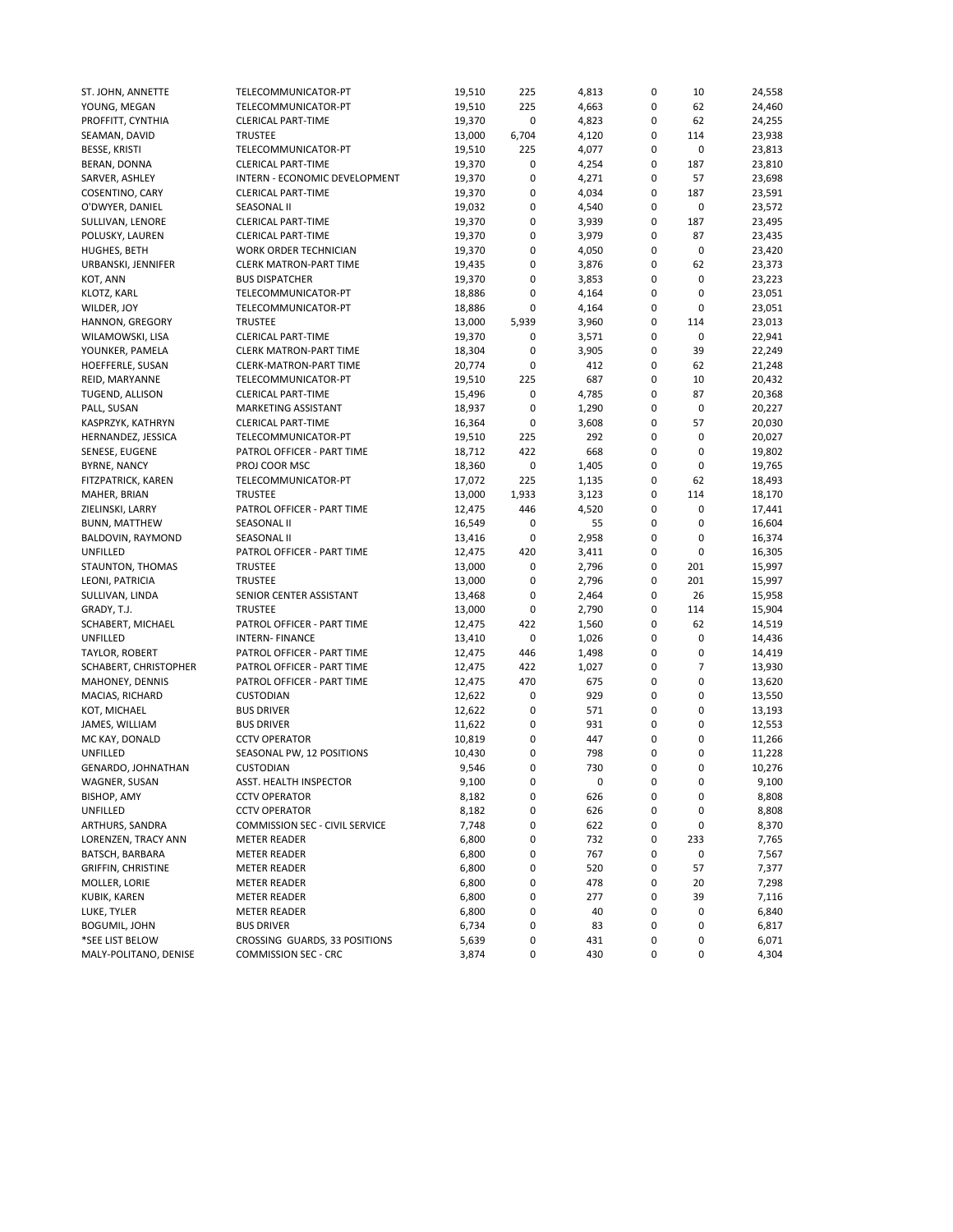| | | | | | | | |
|---|---|---|---|---|---|---|---|
| ST. JOHN, ANNETTE | TELECOMMUNICATOR-PT | 19,510 | 225 | 4,813 | 0 | 10 | 24,558 |
| YOUNG, MEGAN | TELECOMMUNICATOR-PT | 19,510 | 225 | 4,663 | 0 | 62 | 24,460 |
| PROFFITT, CYNTHIA | CLERICAL PART-TIME | 19,370 | 0 | 4,823 | 0 | 62 | 24,255 |
| SEAMAN, DAVID | TRUSTEE | 13,000 | 6,704 | 4,120 | 0 | 114 | 23,938 |
| BESSE, KRISTI | TELECOMMUNICATOR-PT | 19,510 | 225 | 4,077 | 0 | 0 | 23,813 |
| BERAN, DONNA | CLERICAL PART-TIME | 19,370 | 0 | 4,254 | 0 | 187 | 23,810 |
| SARVER, ASHLEY | INTERN - ECONOMIC DEVELOPMENT | 19,370 | 0 | 4,271 | 0 | 57 | 23,698 |
| COSENTINO, CARY | CLERICAL PART-TIME | 19,370 | 0 | 4,034 | 0 | 187 | 23,591 |
| O'DWYER, DANIEL | SEASONAL II | 19,032 | 0 | 4,540 | 0 | 0 | 23,572 |
| SULLIVAN, LENORE | CLERICAL PART-TIME | 19,370 | 0 | 3,939 | 0 | 187 | 23,495 |
| POLUSKY, LAUREN | CLERICAL PART-TIME | 19,370 | 0 | 3,979 | 0 | 87 | 23,435 |
| HUGHES, BETH | WORK ORDER TECHNICIAN | 19,370 | 0 | 4,050 | 0 | 0 | 23,420 |
| URBANSKI, JENNIFER | CLERK MATRON-PART TIME | 19,435 | 0 | 3,876 | 0 | 62 | 23,373 |
| KOT, ANN | BUS DISPATCHER | 19,370 | 0 | 3,853 | 0 | 0 | 23,223 |
| KLOTZ, KARL | TELECOMMUNICATOR-PT | 18,886 | 0 | 4,164 | 0 | 0 | 23,051 |
| WILDER, JOY | TELECOMMUNICATOR-PT | 18,886 | 0 | 4,164 | 0 | 0 | 23,051 |
| HANNON, GREGORY | TRUSTEE | 13,000 | 5,939 | 3,960 | 0 | 114 | 23,013 |
| WILAMOWSKI, LISA | CLERICAL PART-TIME | 19,370 | 0 | 3,571 | 0 | 0 | 22,941 |
| YOUNKER, PAMELA | CLERK MATRON-PART TIME | 18,304 | 0 | 3,905 | 0 | 39 | 22,249 |
| HOEFFERLE, SUSAN | CLERK-MATRON-PART TIME | 20,774 | 0 | 412 | 0 | 62 | 21,248 |
| REID, MARYANNE | TELECOMMUNICATOR-PT | 19,510 | 225 | 687 | 0 | 10 | 20,432 |
| TUGEND, ALLISON | CLERICAL PART-TIME | 15,496 | 0 | 4,785 | 0 | 87 | 20,368 |
| PALL, SUSAN | MARKETING ASSISTANT | 18,937 | 0 | 1,290 | 0 | 0 | 20,227 |
| KASPRZYK, KATHRYN | CLERICAL PART-TIME | 16,364 | 0 | 3,608 | 0 | 57 | 20,030 |
| HERNANDEZ, JESSICA | TELECOMMUNICATOR-PT | 19,510 | 225 | 292 | 0 | 0 | 20,027 |
| SENESE, EUGENE | PATROL OFFICER - PART TIME | 18,712 | 422 | 668 | 0 | 0 | 19,802 |
| BYRNE, NANCY | PROJ COOR MSC | 18,360 | 0 | 1,405 | 0 | 0 | 19,765 |
| FITZPATRICK, KAREN | TELECOMMUNICATOR-PT | 17,072 | 225 | 1,135 | 0 | 62 | 18,493 |
| MAHER, BRIAN | TRUSTEE | 13,000 | 1,933 | 3,123 | 0 | 114 | 18,170 |
| ZIELINSKI, LARRY | PATROL OFFICER - PART TIME | 12,475 | 446 | 4,520 | 0 | 0 | 17,441 |
| BUNN, MATTHEW | SEASONAL II | 16,549 | 0 | 55 | 0 | 0 | 16,604 |
| BALDOVIN, RAYMOND | SEASONAL II | 13,416 | 0 | 2,958 | 0 | 0 | 16,374 |
| UNFILLED | PATROL OFFICER - PART TIME | 12,475 | 420 | 3,411 | 0 | 0 | 16,305 |
| STAUNTON, THOMAS | TRUSTEE | 13,000 | 0 | 2,796 | 0 | 201 | 15,997 |
| LEONI, PATRICIA | TRUSTEE | 13,000 | 0 | 2,796 | 0 | 201 | 15,997 |
| SULLIVAN, LINDA | SENIOR CENTER ASSISTANT | 13,468 | 0 | 2,464 | 0 | 26 | 15,958 |
| GRADY, T.J. | TRUSTEE | 13,000 | 0 | 2,790 | 0 | 114 | 15,904 |
| SCHABERT, MICHAEL | PATROL OFFICER - PART TIME | 12,475 | 422 | 1,560 | 0 | 62 | 14,519 |
| UNFILLED | INTERN- FINANCE | 13,410 | 0 | 1,026 | 0 | 0 | 14,436 |
| TAYLOR, ROBERT | PATROL OFFICER - PART TIME | 12,475 | 446 | 1,498 | 0 | 0 | 14,419 |
| SCHABERT, CHRISTOPHER | PATROL OFFICER - PART TIME | 12,475 | 422 | 1,027 | 0 | 7 | 13,930 |
| MAHONEY, DENNIS | PATROL OFFICER - PART TIME | 12,475 | 470 | 675 | 0 | 0 | 13,620 |
| MACIAS, RICHARD | CUSTODIAN | 12,622 | 0 | 929 | 0 | 0 | 13,550 |
| KOT, MICHAEL | BUS DRIVER | 12,622 | 0 | 571 | 0 | 0 | 13,193 |
| JAMES, WILLIAM | BUS DRIVER | 11,622 | 0 | 931 | 0 | 0 | 12,553 |
| MC KAY, DONALD | CCTV OPERATOR | 10,819 | 0 | 447 | 0 | 0 | 11,266 |
| UNFILLED | SEASONAL PW, 12 POSITIONS | 10,430 | 0 | 798 | 0 | 0 | 11,228 |
| GENARDO, JOHNATHAN | CUSTODIAN | 9,546 | 0 | 730 | 0 | 0 | 10,276 |
| WAGNER, SUSAN | ASST. HEALTH INSPECTOR | 9,100 | 0 | 0 | 0 | 0 | 9,100 |
| BISHOP, AMY | CCTV OPERATOR | 8,182 | 0 | 626 | 0 | 0 | 8,808 |
| UNFILLED | CCTV OPERATOR | 8,182 | 0 | 626 | 0 | 0 | 8,808 |
| ARTHURS, SANDRA | COMMISSION SEC - CIVIL SERVICE | 7,748 | 0 | 622 | 0 | 0 | 8,370 |
| LORENZEN, TRACY ANN | METER READER | 6,800 | 0 | 732 | 0 | 233 | 7,765 |
| BATSCH, BARBARA | METER READER | 6,800 | 0 | 767 | 0 | 0 | 7,567 |
| GRIFFIN, CHRISTINE | METER READER | 6,800 | 0 | 520 | 0 | 57 | 7,377 |
| MOLLER, LORIE | METER READER | 6,800 | 0 | 478 | 0 | 20 | 7,298 |
| KUBIK, KAREN | METER READER | 6,800 | 0 | 277 | 0 | 39 | 7,116 |
| LUKE, TYLER | METER READER | 6,800 | 0 | 40 | 0 | 0 | 6,840 |
| BOGUMIL, JOHN | BUS DRIVER | 6,734 | 0 | 83 | 0 | 0 | 6,817 |
| *SEE LIST BELOW | CROSSING GUARDS, 33 POSITIONS | 5,639 | 0 | 431 | 0 | 0 | 6,071 |
| MALY-POLITANO, DENISE | COMMISSION SEC - CRC | 3,874 | 0 | 430 | 0 | 0 | 4,304 |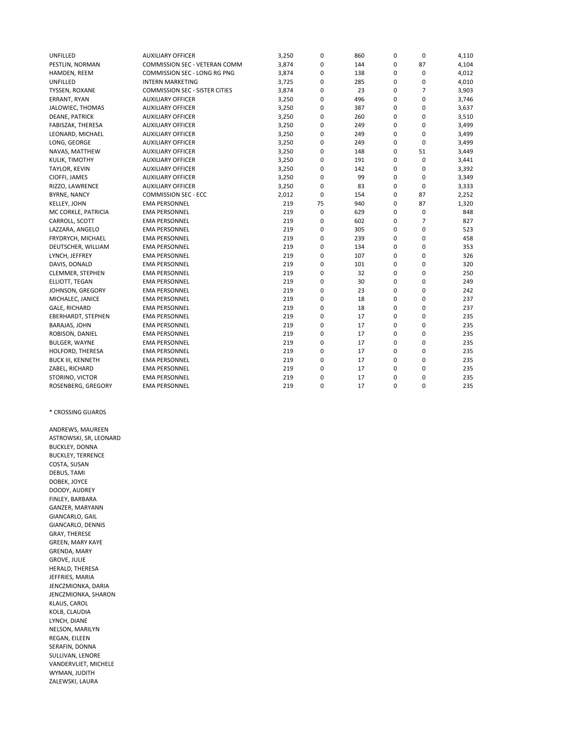| | | | | | | | |
|---|---|---|---|---|---|---|---|
| UNFILLED | AUXILIARY OFFICER | 3,250 | 0 | 860 | 0 | 0 | 4,110 |
| PESTLIN, NORMAN | COMMISSION SEC - VETERAN COMM | 3,874 | 0 | 144 | 0 | 87 | 4,104 |
| HAMDEN, REEM | COMMISSION SEC - LONG RG PNG | 3,874 | 0 | 138 | 0 | 0 | 4,012 |
| UNFILLED | INTERN MARKETING | 3,725 | 0 | 285 | 0 | 0 | 4,010 |
| TYSSEN, ROXANE | COMMISSION SEC - SISTER CITIES | 3,874 | 0 | 23 | 0 | 7 | 3,903 |
| ERRANT, RYAN | AUXILIARY OFFICER | 3,250 | 0 | 496 | 0 | 0 | 3,746 |
| JALOWIEC, THOMAS | AUXILIARY OFFICER | 3,250 | 0 | 387 | 0 | 0 | 3,637 |
| DEANE, PATRICK | AUXILIARY OFFICER | 3,250 | 0 | 260 | 0 | 0 | 3,510 |
| FABISZAK, THERESA | AUXILIARY OFFICER | 3,250 | 0 | 249 | 0 | 0 | 3,499 |
| LEONARD, MICHAEL | AUXILIARY OFFICER | 3,250 | 0 | 249 | 0 | 0 | 3,499 |
| LONG, GEORGE | AUXILIARY OFFICER | 3,250 | 0 | 249 | 0 | 0 | 3,499 |
| NAVAS, MATTHEW | AUXILIARY OFFICER | 3,250 | 0 | 148 | 0 | 51 | 3,449 |
| KULIK, TIMOTHY | AUXILIARY OFFICER | 3,250 | 0 | 191 | 0 | 0 | 3,441 |
| TAYLOR, KEVIN | AUXILIARY OFFICER | 3,250 | 0 | 142 | 0 | 0 | 3,392 |
| CIOFFI, JAMES | AUXILIARY OFFICER | 3,250 | 0 | 99 | 0 | 0 | 3,349 |
| RIZZO, LAWRENCE | AUXILIARY OFFICER | 3,250 | 0 | 83 | 0 | 0 | 3,333 |
| BYRNE, NANCY | COMMISSION SEC - ECC | 2,012 | 0 | 154 | 0 | 87 | 2,252 |
| KELLEY, JOHN | EMA PERSONNEL | 219 | 75 | 940 | 0 | 87 | 1,320 |
| MC CORKLE, PATRICIA | EMA PERSONNEL | 219 | 0 | 629 | 0 | 0 | 848 |
| CARROLL, SCOTT | EMA PERSONNEL | 219 | 0 | 602 | 0 | 7 | 827 |
| LAZZARA, ANGELO | EMA PERSONNEL | 219 | 0 | 305 | 0 | 0 | 523 |
| FRYDRYCH, MICHAEL | EMA PERSONNEL | 219 | 0 | 239 | 0 | 0 | 458 |
| DEUTSCHER, WILLIAM | EMA PERSONNEL | 219 | 0 | 134 | 0 | 0 | 353 |
| LYNCH, JEFFREY | EMA PERSONNEL | 219 | 0 | 107 | 0 | 0 | 326 |
| DAVIS, DONALD | EMA PERSONNEL | 219 | 0 | 101 | 0 | 0 | 320 |
| CLEMMER, STEPHEN | EMA PERSONNEL | 219 | 0 | 32 | 0 | 0 | 250 |
| ELLIOTT, TEGAN | EMA PERSONNEL | 219 | 0 | 30 | 0 | 0 | 249 |
| JOHNSON, GREGORY | EMA PERSONNEL | 219 | 0 | 23 | 0 | 0 | 242 |
| MICHALEC, JANICE | EMA PERSONNEL | 219 | 0 | 18 | 0 | 0 | 237 |
| GALE, RICHARD | EMA PERSONNEL | 219 | 0 | 18 | 0 | 0 | 237 |
| EBERHARDT, STEPHEN | EMA PERSONNEL | 219 | 0 | 17 | 0 | 0 | 235 |
| BARAJAS, JOHN | EMA PERSONNEL | 219 | 0 | 17 | 0 | 0 | 235 |
| ROBISON, DANIEL | EMA PERSONNEL | 219 | 0 | 17 | 0 | 0 | 235 |
| BULGER, WAYNE | EMA PERSONNEL | 219 | 0 | 17 | 0 | 0 | 235 |
| HOLFORD, THERESA | EMA PERSONNEL | 219 | 0 | 17 | 0 | 0 | 235 |
| BUCK III, KENNETH | EMA PERSONNEL | 219 | 0 | 17 | 0 | 0 | 235 |
| ZABEL, RICHARD | EMA PERSONNEL | 219 | 0 | 17 | 0 | 0 | 235 |
| STORINO, VICTOR | EMA PERSONNEL | 219 | 0 | 17 | 0 | 0 | 235 |
| ROSENBERG, GREGORY | EMA PERSONNEL | 219 | 0 | 17 | 0 | 0 | 235 |

* CROSSING GUARDS

ANDREWS, MAUREEN
ASTROWSKI, SR, LEONARD
BUCKLEY, DONNA
BUCKLEY, TERRENCE
COSTA, SUSAN
DEBUS, TAMI
DOBEK, JOYCE
DOODY, AUDREY
FINLEY, BARBARA
GANZER, MARYANN
GIANCARLO, GAIL
GIANCARLO, DENNIS
GRAY, THERESE
GREEN, MARY KAYE
GRENDA, MARY
GROVE, JULIE
HERALD, THERESA
JEFFRIES, MARIA
JENCZMIONKA, DARIA
JENCZMIONKA, SHARON
KLAUS, CAROL
KOLB, CLAUDIA
LYNCH, DIANE
NELSON, MARILYN
REGAN, EILEEN
SERAFIN, DONNA
SULLIVAN, LENORE
VANDERVLIET, MICHELE
WYMAN, JUDITH
ZALEWSKI, LAURA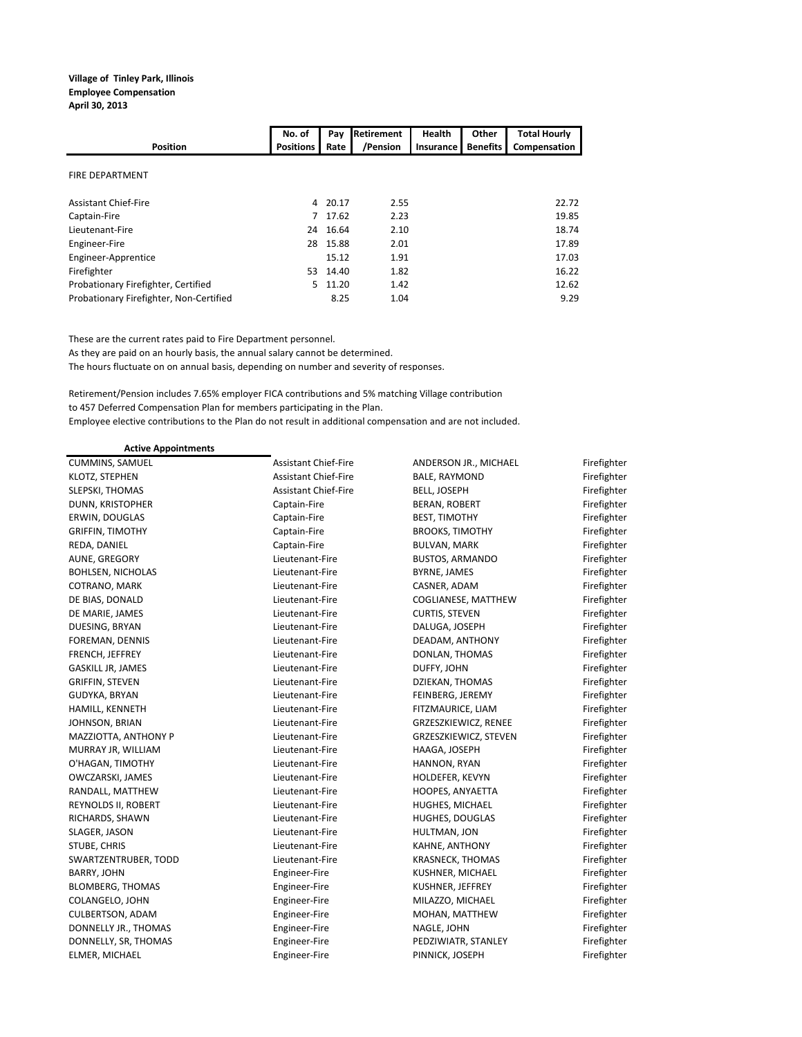**Village of Tinley Park, Illinois**
**Employee Compensation**
**April 30, 2013**

| Position | No. of Positions | Pay Rate | Retirement /Pension | Health Insurance | Other Benefits | Total Hourly Compensation |
|---|---|---|---|---|---|---|
| FIRE DEPARTMENT | | | | | | |
| Assistant Chief-Fire | 4 | 20.17 | 2.55 | | | 22.72 |
| Captain-Fire | 7 | 17.62 | 2.23 | | | 19.85 |
| Lieutenant-Fire | 24 | 16.64 | 2.10 | | | 18.74 |
| Engineer-Fire | 28 | 15.88 | 2.01 | | | 17.89 |
| Engineer-Apprentice | | 15.12 | 1.91 | | | 17.03 |
| Firefighter | 53 | 14.40 | 1.82 | | | 16.22 |
| Probationary Firefighter, Certified | 5 | 11.20 | 1.42 | | | 12.62 |
| Probationary Firefighter, Non-Certified | | 8.25 | 1.04 | | | 9.29 |

These are the current rates paid to Fire Department personnel.
As they are paid on an hourly basis, the annual salary cannot be determined.
The hours fluctuate on on annual basis, depending on number and severity of responses.

Retirement/Pension includes 7.65% employer FICA contributions and 5% matching Village contribution to 457 Deferred Compensation Plan for members participating in the Plan.
Employee elective contributions to the Plan do not result in additional compensation and are not included.

**Active Appointments**

| Name | Position |
|---|---|
| CUMMINS, SAMUEL | Assistant Chief-Fire |
| KLOTZ, STEPHEN | Assistant Chief-Fire |
| SLEPSKI, THOMAS | Assistant Chief-Fire |
| DUNN, KRISTOPHER | Captain-Fire |
| ERWIN, DOUGLAS | Captain-Fire |
| GRIFFIN, TIMOTHY | Captain-Fire |
| REDA, DANIEL | Captain-Fire |
| AUNE, GREGORY | Lieutenant-Fire |
| BOHLSEN, NICHOLAS | Lieutenant-Fire |
| COTRANO, MARK | Lieutenant-Fire |
| DE BIAS, DONALD | Lieutenant-Fire |
| DE MARIE, JAMES | Lieutenant-Fire |
| DUESING, BRYAN | Lieutenant-Fire |
| FOREMAN, DENNIS | Lieutenant-Fire |
| FRENCH, JEFFREY | Lieutenant-Fire |
| GASKILL JR, JAMES | Lieutenant-Fire |
| GRIFFIN, STEVEN | Lieutenant-Fire |
| GUDYKA, BRYAN | Lieutenant-Fire |
| HAMILL, KENNETH | Lieutenant-Fire |
| JOHNSON, BRIAN | Lieutenant-Fire |
| MAZZIOTTA, ANTHONY P | Lieutenant-Fire |
| MURRAY JR, WILLIAM | Lieutenant-Fire |
| O'HAGAN, TIMOTHY | Lieutenant-Fire |
| OWCZARSKI, JAMES | Lieutenant-Fire |
| RANDALL, MATTHEW | Lieutenant-Fire |
| REYNOLDS II, ROBERT | Lieutenant-Fire |
| RICHARDS, SHAWN | Lieutenant-Fire |
| SLAGER, JASON | Lieutenant-Fire |
| STUBE, CHRIS | Lieutenant-Fire |
| SWARTZENTRUBER, TODD | Lieutenant-Fire |
| BARRY, JOHN | Engineer-Fire |
| BLOMBERG, THOMAS | Engineer-Fire |
| COLANGELO, JOHN | Engineer-Fire |
| CULBERTSON, ADAM | Engineer-Fire |
| DONNELLY JR., THOMAS | Engineer-Fire |
| DONNELLY, SR, THOMAS | Engineer-Fire |
| ELMER, MICHAEL | Engineer-Fire |
| ANDERSON JR., MICHAEL | Firefighter |
| BALE, RAYMOND | Firefighter |
| BELL, JOSEPH | Firefighter |
| BERAN, ROBERT | Firefighter |
| BEST, TIMOTHY | Firefighter |
| BROOKS, TIMOTHY | Firefighter |
| BULVAN, MARK | Firefighter |
| BUSTOS, ARMANDO | Firefighter |
| BYRNE, JAMES | Firefighter |
| CASNER, ADAM | Firefighter |
| COGLIANESE, MATTHEW | Firefighter |
| CURTIS, STEVEN | Firefighter |
| DALUGA, JOSEPH | Firefighter |
| DEADAM, ANTHONY | Firefighter |
| DONLAN, THOMAS | Firefighter |
| DUFFY, JOHN | Firefighter |
| DZIEKAN, THOMAS | Firefighter |
| FEINBERG, JEREMY | Firefighter |
| FITZMAURICE, LIAM | Firefighter |
| GRZESZKIEWICZ, RENEE | Firefighter |
| GRZESZKIEWICZ, STEVEN | Firefighter |
| HAAGA, JOSEPH | Firefighter |
| HANNON, RYAN | Firefighter |
| HOLDEFER, KEVYN | Firefighter |
| HOOPES, ANYAETTA | Firefighter |
| HUGHES, MICHAEL | Firefighter |
| HUGHES, DOUGLAS | Firefighter |
| HULTMAN, JON | Firefighter |
| KAHNE, ANTHONY | Firefighter |
| KRASNECK, THOMAS | Firefighter |
| KUSHNER, MICHAEL | Firefighter |
| KUSHNER, JEFFREY | Firefighter |
| MILAZZO, MICHAEL | Firefighter |
| MOHAN, MATTHEW | Firefighter |
| NAGLE, JOHN | Firefighter |
| PEDZIWIATR, STANLEY | Firefighter |
| PINNICK, JOSEPH | Firefighter |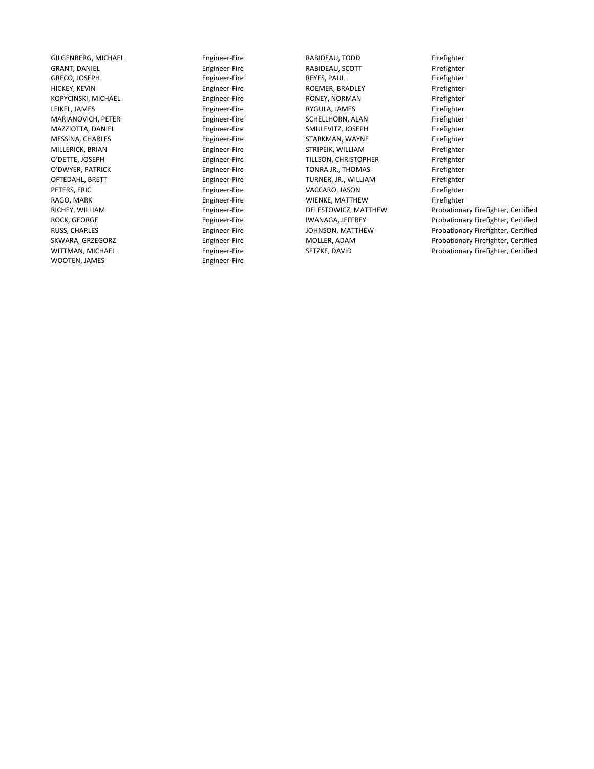| | | | |
|---|---|---|---|
| GILGENBERG, MICHAEL | Engineer-Fire | RABIDEAU, TODD | Firefighter |
| GRANT, DANIEL | Engineer-Fire | RABIDEAU, SCOTT | Firefighter |
| GRECO, JOSEPH | Engineer-Fire | REYES, PAUL | Firefighter |
| HICKEY, KEVIN | Engineer-Fire | ROEMER, BRADLEY | Firefighter |
| KOPYCINSKI, MICHAEL | Engineer-Fire | RONEY, NORMAN | Firefighter |
| LEIKEL, JAMES | Engineer-Fire | RYGULA, JAMES | Firefighter |
| MARIANOVICH, PETER | Engineer-Fire | SCHELLHORN, ALAN | Firefighter |
| MAZZIOTTA, DANIEL | Engineer-Fire | SMULEVITZ, JOSEPH | Firefighter |
| MESSINA, CHARLES | Engineer-Fire | STARKMAN, WAYNE | Firefighter |
| MILLERICK, BRIAN | Engineer-Fire | STRIPEIK, WILLIAM | Firefighter |
| O'DETTE, JOSEPH | Engineer-Fire | TILLSON, CHRISTOPHER | Firefighter |
| O'DWYER, PATRICK | Engineer-Fire | TONRA JR., THOMAS | Firefighter |
| OFTEDAHL, BRETT | Engineer-Fire | TURNER, JR., WILLIAM | Firefighter |
| PETERS, ERIC | Engineer-Fire | VACCARO, JASON | Firefighter |
| RAGO, MARK | Engineer-Fire | WIENKE, MATTHEW | Firefighter |
| RICHEY, WILLIAM | Engineer-Fire | DELESTOWICZ, MATTHEW | Probationary Firefighter, Certified |
| ROCK, GEORGE | Engineer-Fire | IWANAGA, JEFFREY | Probationary Firefighter, Certified |
| RUSS, CHARLES | Engineer-Fire | JOHNSON, MATTHEW | Probationary Firefighter, Certified |
| SKWARA, GRZEGORZ | Engineer-Fire | MOLLER, ADAM | Probationary Firefighter, Certified |
| WITTMAN, MICHAEL | Engineer-Fire | SETZKE, DAVID | Probationary Firefighter, Certified |
| WOOTEN, JAMES | Engineer-Fire | | |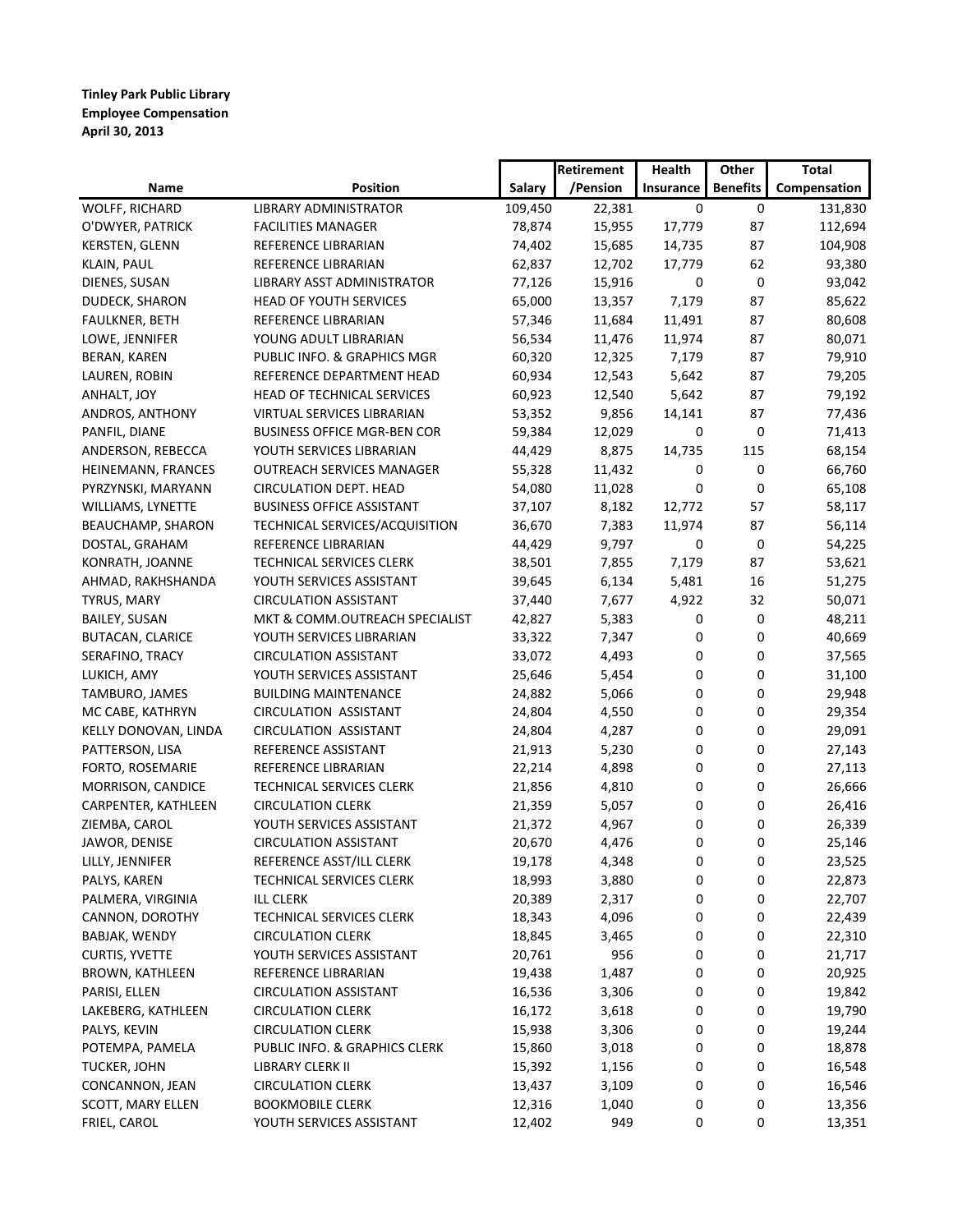**Tinley Park Public Library**
**Employee Compensation**
**April 30, 2013**

| Name | Position | Salary | Retirement /Pension | Health Insurance | Other Benefits | Total Compensation |
|---|---|---|---|---|---|---|
| WOLFF, RICHARD | LIBRARY ADMINISTRATOR | 109,450 | 22,381 | 0 | 0 | 131,830 |
| O'DWYER, PATRICK | FACILITIES MANAGER | 78,874 | 15,955 | 17,779 | 87 | 112,694 |
| KERSTEN, GLENN | REFERENCE LIBRARIAN | 74,402 | 15,685 | 14,735 | 87 | 104,908 |
| KLAIN, PAUL | REFERENCE LIBRARIAN | 62,837 | 12,702 | 17,779 | 62 | 93,380 |
| DIENES, SUSAN | LIBRARY ASST ADMINISTRATOR | 77,126 | 15,916 | 0 | 0 | 93,042 |
| DUDECK, SHARON | HEAD OF YOUTH SERVICES | 65,000 | 13,357 | 7,179 | 87 | 85,622 |
| FAULKNER, BETH | REFERENCE LIBRARIAN | 57,346 | 11,684 | 11,491 | 87 | 80,608 |
| LOWE, JENNIFER | YOUNG ADULT LIBRARIAN | 56,534 | 11,476 | 11,974 | 87 | 80,071 |
| BERAN, KAREN | PUBLIC INFO. & GRAPHICS MGR | 60,320 | 12,325 | 7,179 | 87 | 79,910 |
| LAUREN, ROBIN | REFERENCE DEPARTMENT HEAD | 60,934 | 12,543 | 5,642 | 87 | 79,205 |
| ANHALT, JOY | HEAD OF TECHNICAL SERVICES | 60,923 | 12,540 | 5,642 | 87 | 79,192 |
| ANDROS, ANTHONY | VIRTUAL SERVICES LIBRARIAN | 53,352 | 9,856 | 14,141 | 87 | 77,436 |
| PANFIL, DIANE | BUSINESS OFFICE MGR-BEN COR | 59,384 | 12,029 | 0 | 0 | 71,413 |
| ANDERSON, REBECCA | YOUTH SERVICES LIBRARIAN | 44,429 | 8,875 | 14,735 | 115 | 68,154 |
| HEINEMANN, FRANCES | OUTREACH SERVICES MANAGER | 55,328 | 11,432 | 0 | 0 | 66,760 |
| PYRZYNSKI, MARYANN | CIRCULATION DEPT. HEAD | 54,080 | 11,028 | 0 | 0 | 65,108 |
| WILLIAMS, LYNETTE | BUSINESS OFFICE ASSISTANT | 37,107 | 8,182 | 12,772 | 57 | 58,117 |
| BEAUCHAMP, SHARON | TECHNICAL SERVICES/ACQUISITION | 36,670 | 7,383 | 11,974 | 87 | 56,114 |
| DOSTAL, GRAHAM | REFERENCE LIBRARIAN | 44,429 | 9,797 | 0 | 0 | 54,225 |
| KONRATH, JOANNE | TECHNICAL SERVICES CLERK | 38,501 | 7,855 | 7,179 | 87 | 53,621 |
| AHMAD, RAKHSHANDA | YOUTH SERVICES ASSISTANT | 39,645 | 6,134 | 5,481 | 16 | 51,275 |
| TYRUS, MARY | CIRCULATION ASSISTANT | 37,440 | 7,677 | 4,922 | 32 | 50,071 |
| BAILEY, SUSAN | MKT & COMM.OUTREACH SPECIALIST | 42,827 | 5,383 | 0 | 0 | 48,211 |
| BUTACAN, CLARICE | YOUTH SERVICES LIBRARIAN | 33,322 | 7,347 | 0 | 0 | 40,669 |
| SERAFINO, TRACY | CIRCULATION ASSISTANT | 33,072 | 4,493 | 0 | 0 | 37,565 |
| LUKICH, AMY | YOUTH SERVICES ASSISTANT | 25,646 | 5,454 | 0 | 0 | 31,100 |
| TAMBURO, JAMES | BUILDING MAINTENANCE | 24,882 | 5,066 | 0 | 0 | 29,948 |
| MC CABE, KATHRYN | CIRCULATION ASSISTANT | 24,804 | 4,550 | 0 | 0 | 29,354 |
| KELLY DONOVAN, LINDA | CIRCULATION ASSISTANT | 24,804 | 4,287 | 0 | 0 | 29,091 |
| PATTERSON, LISA | REFERENCE ASSISTANT | 21,913 | 5,230 | 0 | 0 | 27,143 |
| FORTO, ROSEMARIE | REFERENCE LIBRARIAN | 22,214 | 4,898 | 0 | 0 | 27,113 |
| MORRISON, CANDICE | TECHNICAL SERVICES CLERK | 21,856 | 4,810 | 0 | 0 | 26,666 |
| CARPENTER, KATHLEEN | CIRCULATION CLERK | 21,359 | 5,057 | 0 | 0 | 26,416 |
| ZIEMBA, CAROL | YOUTH SERVICES ASSISTANT | 21,372 | 4,967 | 0 | 0 | 26,339 |
| JAWOR, DENISE | CIRCULATION ASSISTANT | 20,670 | 4,476 | 0 | 0 | 25,146 |
| LILLY, JENNIFER | REFERENCE ASST/ILL CLERK | 19,178 | 4,348 | 0 | 0 | 23,525 |
| PALYS, KAREN | TECHNICAL SERVICES CLERK | 18,993 | 3,880 | 0 | 0 | 22,873 |
| PALMERA, VIRGINIA | ILL CLERK | 20,389 | 2,317 | 0 | 0 | 22,707 |
| CANNON, DOROTHY | TECHNICAL SERVICES CLERK | 18,343 | 4,096 | 0 | 0 | 22,439 |
| BABJAK, WENDY | CIRCULATION CLERK | 18,845 | 3,465 | 0 | 0 | 22,310 |
| CURTIS, YVETTE | YOUTH SERVICES ASSISTANT | 20,761 | 956 | 0 | 0 | 21,717 |
| BROWN, KATHLEEN | REFERENCE LIBRARIAN | 19,438 | 1,487 | 0 | 0 | 20,925 |
| PARISI, ELLEN | CIRCULATION ASSISTANT | 16,536 | 3,306 | 0 | 0 | 19,842 |
| LAKEBERG, KATHLEEN | CIRCULATION CLERK | 16,172 | 3,618 | 0 | 0 | 19,790 |
| PALYS, KEVIN | CIRCULATION CLERK | 15,938 | 3,306 | 0 | 0 | 19,244 |
| POTEMPA, PAMELA | PUBLIC INFO. & GRAPHICS CLERK | 15,860 | 3,018 | 0 | 0 | 18,878 |
| TUCKER, JOHN | LIBRARY CLERK II | 15,392 | 1,156 | 0 | 0 | 16,548 |
| CONCANNON, JEAN | CIRCULATION CLERK | 13,437 | 3,109 | 0 | 0 | 16,546 |
| SCOTT, MARY ELLEN | BOOKMOBILE CLERK | 12,316 | 1,040 | 0 | 0 | 13,356 |
| FRIEL, CAROL | YOUTH SERVICES ASSISTANT | 12,402 | 949 | 0 | 0 | 13,351 |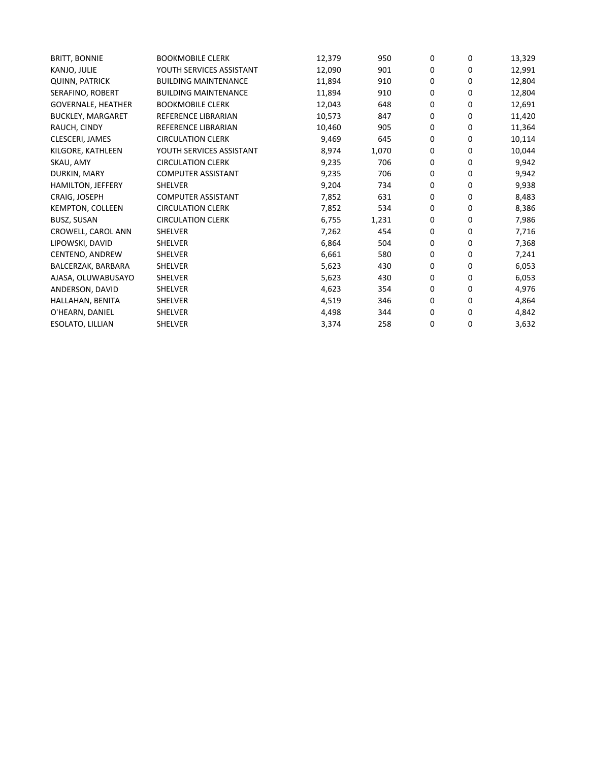| | | | | | | |
|---|---|---|---|---|---|---|
| BRITT, BONNIE | BOOKMOBILE CLERK | 12,379 | 950 | 0 | 0 | 13,329 |
| KANJO, JULIE | YOUTH SERVICES ASSISTANT | 12,090 | 901 | 0 | 0 | 12,991 |
| QUINN, PATRICK | BUILDING MAINTENANCE | 11,894 | 910 | 0 | 0 | 12,804 |
| SERAFINO, ROBERT | BUILDING MAINTENANCE | 11,894 | 910 | 0 | 0 | 12,804 |
| GOVERNALE, HEATHER | BOOKMOBILE CLERK | 12,043 | 648 | 0 | 0 | 12,691 |
| BUCKLEY, MARGARET | REFERENCE LIBRARIAN | 10,573 | 847 | 0 | 0 | 11,420 |
| RAUCH, CINDY | REFERENCE LIBRARIAN | 10,460 | 905 | 0 | 0 | 11,364 |
| CLESCERI, JAMES | CIRCULATION CLERK | 9,469 | 645 | 0 | 0 | 10,114 |
| KILGORE, KATHLEEN | YOUTH SERVICES ASSISTANT | 8,974 | 1,070 | 0 | 0 | 10,044 |
| SKAU, AMY | CIRCULATION CLERK | 9,235 | 706 | 0 | 0 | 9,942 |
| DURKIN, MARY | COMPUTER ASSISTANT | 9,235 | 706 | 0 | 0 | 9,942 |
| HAMILTON, JEFFERY | SHELVER | 9,204 | 734 | 0 | 0 | 9,938 |
| CRAIG, JOSEPH | COMPUTER ASSISTANT | 7,852 | 631 | 0 | 0 | 8,483 |
| KEMPTON, COLLEEN | CIRCULATION CLERK | 7,852 | 534 | 0 | 0 | 8,386 |
| BUSZ, SUSAN | CIRCULATION CLERK | 6,755 | 1,231 | 0 | 0 | 7,986 |
| CROWELL, CAROL ANN | SHELVER | 7,262 | 454 | 0 | 0 | 7,716 |
| LIPOWSKI, DAVID | SHELVER | 6,864 | 504 | 0 | 0 | 7,368 |
| CENTENO, ANDREW | SHELVER | 6,661 | 580 | 0 | 0 | 7,241 |
| BALCERZAK, BARBARA | SHELVER | 5,623 | 430 | 0 | 0 | 6,053 |
| AJASA, OLUWABUSAYO | SHELVER | 5,623 | 430 | 0 | 0 | 6,053 |
| ANDERSON, DAVID | SHELVER | 4,623 | 354 | 0 | 0 | 4,976 |
| HALLAHAN, BENITA | SHELVER | 4,519 | 346 | 0 | 0 | 4,864 |
| O'HEARN, DANIEL | SHELVER | 4,498 | 344 | 0 | 0 | 4,842 |
| ESOLATO, LILLIAN | SHELVER | 3,374 | 258 | 0 | 0 | 3,632 |